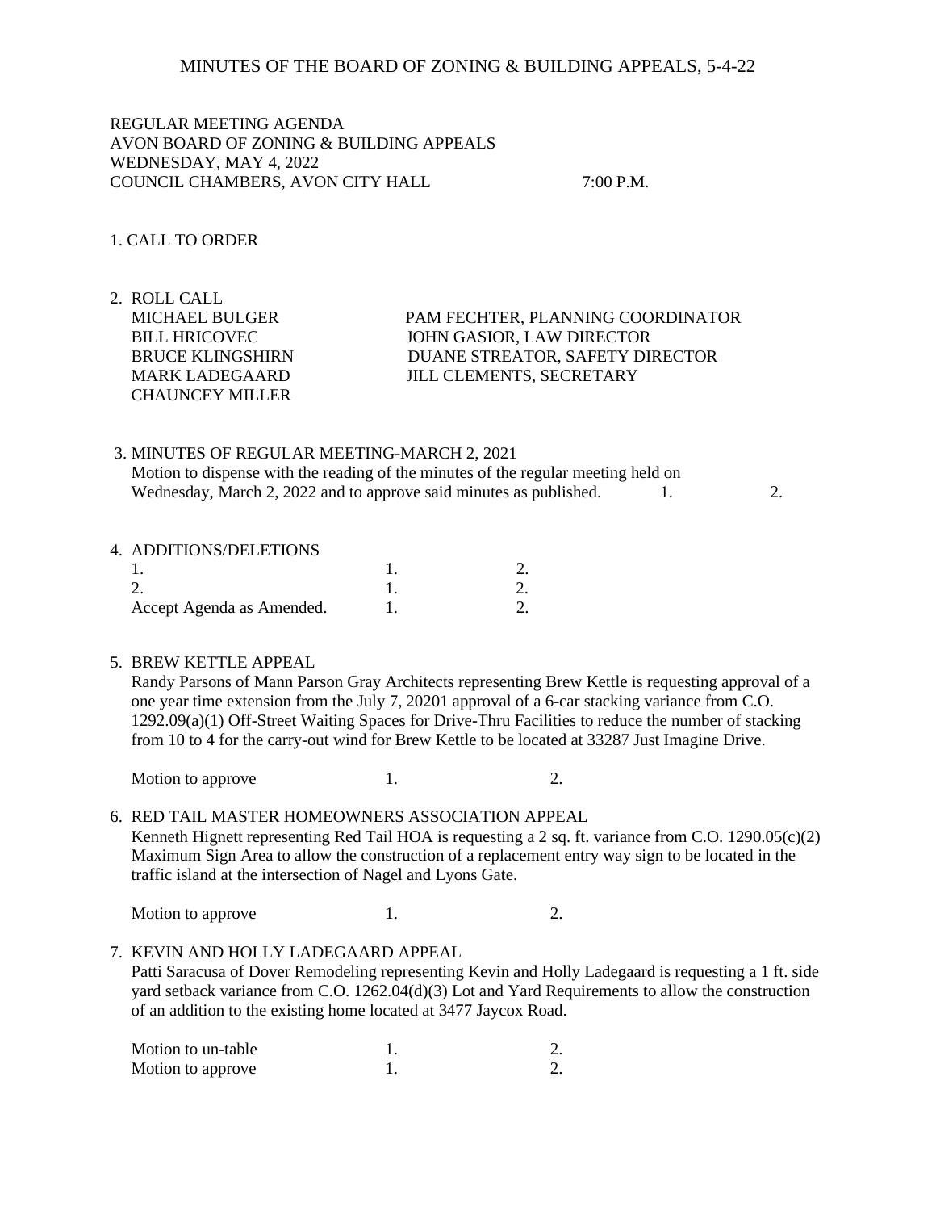# MINUTES OF THE BOARD OF ZONING & BUILDING APPEALS, 5-4-22

REGULAR MEETING AGENDA
AVON BOARD OF ZONING & BUILDING APPEALS
WEDNESDAY, MAY 4, 2022
COUNCIL CHAMBERS, AVON CITY HALL 7:00 P.M.

1. CALL TO ORDER

2. ROLL CALL

| | |
|---|---|
| MICHAEL BULGER | PAM FECHTER, PLANNING COORDINATOR |
| BILL HRICOVEC | JOHN GASIOR, LAW DIRECTOR |
| BRUCE KLINGSHIRN | DUANE STREATOR, SAFETY DIRECTOR |
| MARK LADEGAARD | JILL CLEMENTS, SECRETARY |
| CHAUNCEY MILLER | |

3. MINUTES OF REGULAR MEETING-MARCH 2, 2021
   Motion to dispense with the reading of the minutes of the regular meeting held on Wednesday, March 2, 2022 and to approve said minutes as published. 1. 2.

4. ADDITIONS/DELETIONS

| | | |
|---|---|---|
| 1. | 1. | 2. |
| 2. | 1. | 2. |
| Accept Agenda as Amended. | 1. | 2. |

5. BREW KETTLE APPEAL
   Randy Parsons of Mann Parson Gray Architects representing Brew Kettle is requesting approval of a one year time extension from the July 7, 20201 approval of a 6-car stacking variance from C.O. 1292.09(a)(1) Off-Street Waiting Spaces for Drive-Thru Facilities to reduce the number of stacking from 10 to 4 for the carry-out wind for Brew Kettle to be located at 33287 Just Imagine Drive.

   Motion to approve 1. 2.

6. RED TAIL MASTER HOMEOWNERS ASSOCIATION APPEAL
   Kenneth Hignett representing Red Tail HOA is requesting a 2 sq. ft. variance from C.O. 1290.05(c)(2) Maximum Sign Area to allow the construction of a replacement entry way sign to be located in the traffic island at the intersection of Nagel and Lyons Gate.

   Motion to approve 1. 2.

7. KEVIN AND HOLLY LADEGAARD APPEAL
   Patti Saracusa of Dover Remodeling representing Kevin and Holly Ladegaard is requesting a 1 ft. side yard setback variance from C.O. 1262.04(d)(3) Lot and Yard Requirements to allow the construction of an addition to the existing home located at 3477 Jaycox Road.

| | | |
|---|---|---|
| Motion to un-table | 1. | 2. |
| Motion to approve | 1. | 2. |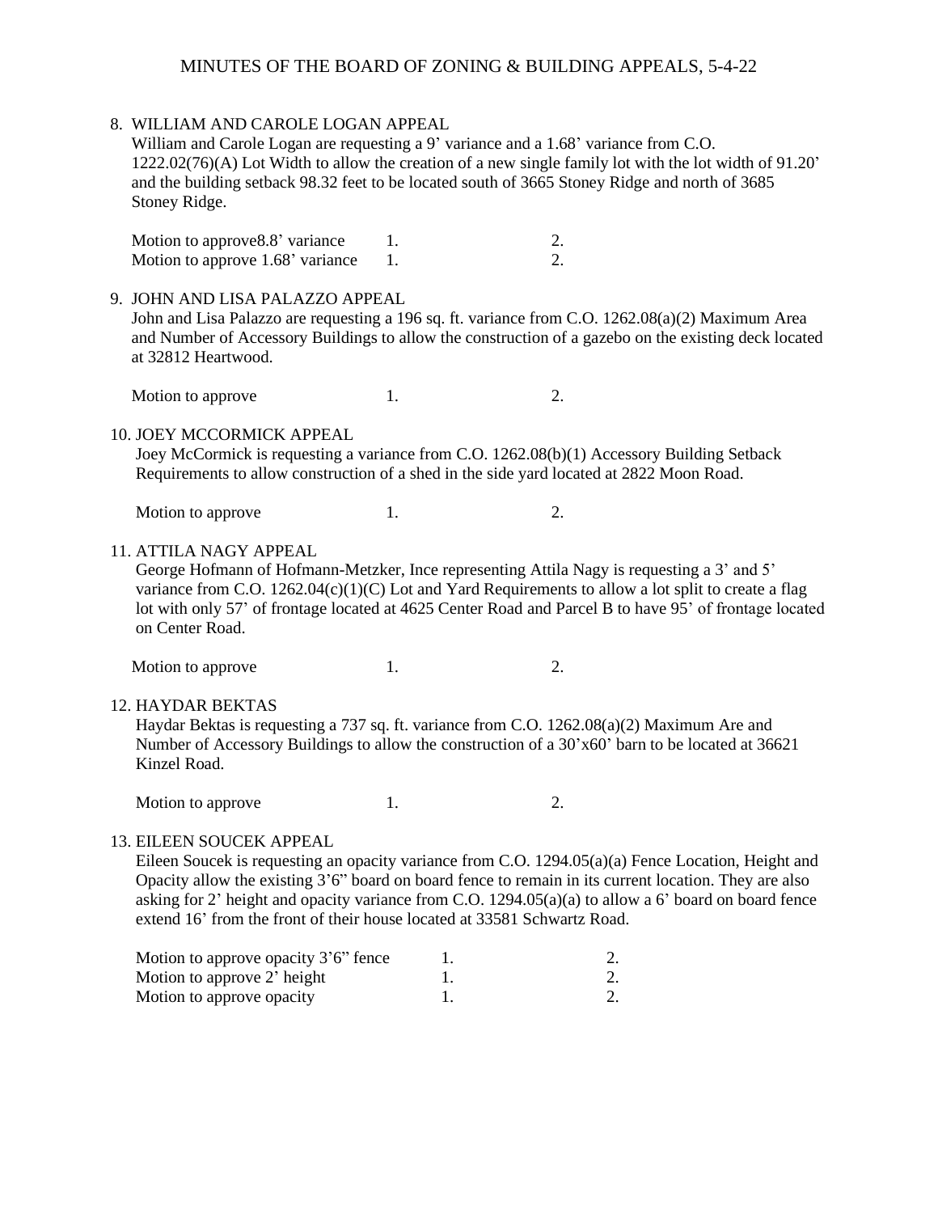MINUTES OF THE BOARD OF ZONING & BUILDING APPEALS, 5-4-22

8. WILLIAM AND CAROLE LOGAN APPEAL
   William and Carole Logan are requesting a 9' variance and a 1.68' variance from C.O. 1222.02(76)(A) Lot Width to allow the creation of a new single family lot with the lot width of 91.20' and the building setback 98.32 feet to be located south of 3665 Stoney Ridge and north of 3685 Stoney Ridge.

| | | |
|---|---|---|
| Motion to approve8.8' variance | 1. | 2. |
| Motion to approve 1.68' variance | 1. | 2. |

9. JOHN AND LISA PALAZZO APPEAL
   John and Lisa Palazzo are requesting a 196 sq. ft. variance from C.O. 1262.08(a)(2) Maximum Area and Number of Accessory Buildings to allow the construction of a gazebo on the existing deck located at 32812 Heartwood.

| | | |
|---|---|---|
| Motion to approve | 1. | 2. |

10. JOEY MCCORMICK APPEAL
    Joey McCormick is requesting a variance from C.O. 1262.08(b)(1) Accessory Building Setback Requirements to allow construction of a shed in the side yard located at 2822 Moon Road.

| | | |
|---|---|---|
| Motion to approve | 1. | 2. |

11. ATTILA NAGY APPEAL
    George Hofmann of Hofmann-Metzker, Ince representing Attila Nagy is requesting a 3' and 5' variance from C.O. 1262.04(c)(1)(C) Lot and Yard Requirements to allow a lot split to create a flag lot with only 57' of frontage located at 4625 Center Road and Parcel B to have 95' of frontage located on Center Road.

| | | |
|---|---|---|
| Motion to approve | 1. | 2. |

12. HAYDAR BEKTAS
    Haydar Bektas is requesting a 737 sq. ft. variance from C.O. 1262.08(a)(2) Maximum Are and Number of Accessory Buildings to allow the construction of a 30'x60' barn to be located at 36621 Kinzel Road.

| | | |
|---|---|---|
| Motion to approve | 1. | 2. |

13. EILEEN SOUCEK APPEAL
    Eileen Soucek is requesting an opacity variance from C.O. 1294.05(a)(a) Fence Location, Height and Opacity allow the existing 3'6" board on board fence to remain in its current location. They are also asking for 2' height and opacity variance from C.O. 1294.05(a)(a) to allow a 6' board on board fence extend 16' from the front of their house located at 33581 Schwartz Road.

| | | |
|---|---|---|
| Motion to approve opacity 3'6" fence | 1. | 2. |
| Motion to approve 2' height | 1. | 2. |
| Motion to approve opacity | 1. | 2. |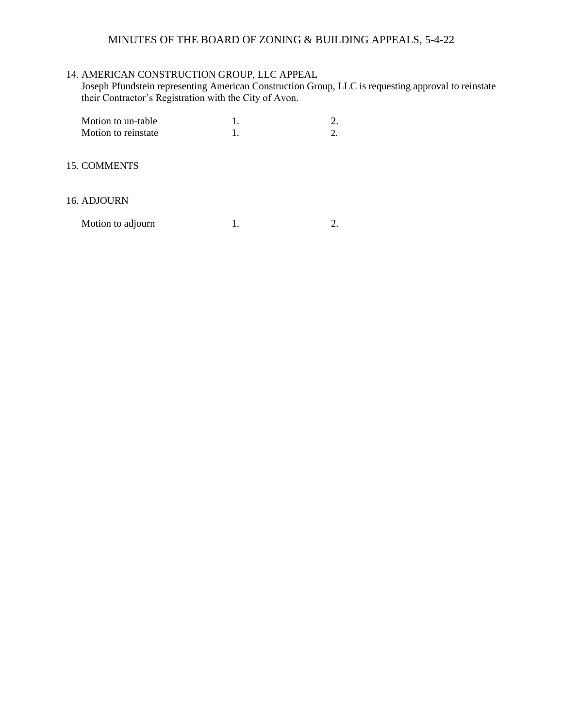14. AMERICAN CONSTRUCTION GROUP, LLC APPEAL
    Joseph Pfundstein representing American Construction Group, LLC is requesting approval to reinstate their Contractor's Registration with the City of Avon.

| | | |
|---|---|---|
| Motion to un-table | 1. | 2. |
| Motion to reinstate | 1. | 2. |

15. COMMENTS

16. ADJOURN

| | | |
|---|---|---|
| Motion to adjourn | 1. | 2. |